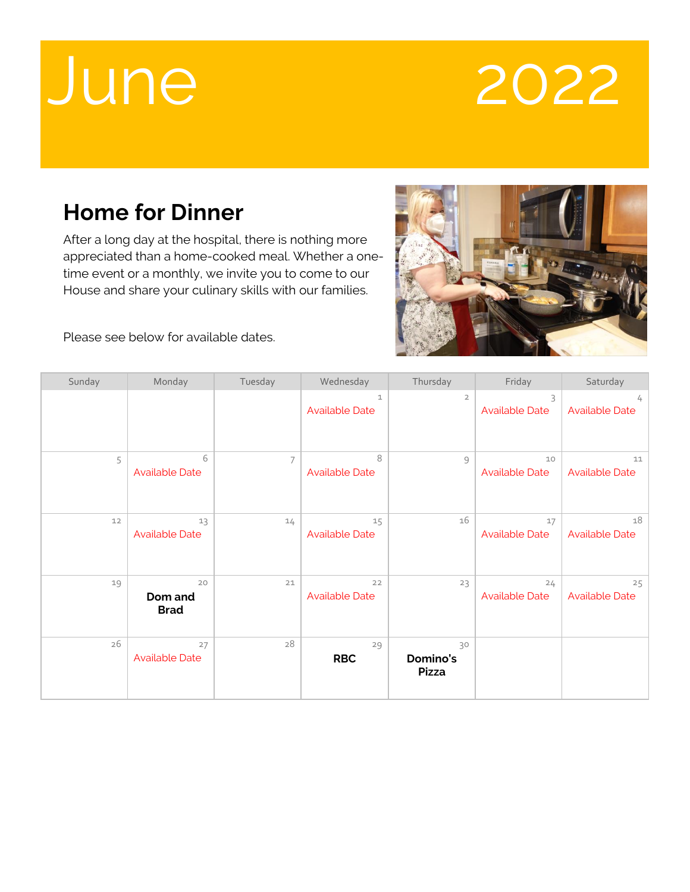# June 2022

## Home for Dinner

After a long day at the hospital, there is nothing more appreciated than a home-cooked meal. Whether a one-time event or a monthly, we invite you to come to our House and share your culinary skills with our families.

Please see below for available dates.

| Sunday | Monday | Tuesday | Wednesday | Thursday | Friday | Saturday |
|---|---|---|---|---|---|---|
| | | | 1 Available Date | 2 | 3 Available Date | 4 Available Date |
| 5 | 6 Available Date | 7 | 8 Available Date | 9 | 10 Available Date | 11 Available Date |
| 12 | 13 Available Date | 14 | 15 Available Date | 16 | 17 Available Date | 18 Available Date |
| 19 | 20 **Dom and Brad** | 21 | 22 Available Date | 23 | 24 Available Date | 25 Available Date |
| 26 | 27 Available Date | 28 | 29 **RBC** | 30 **Domino's Pizza** | | |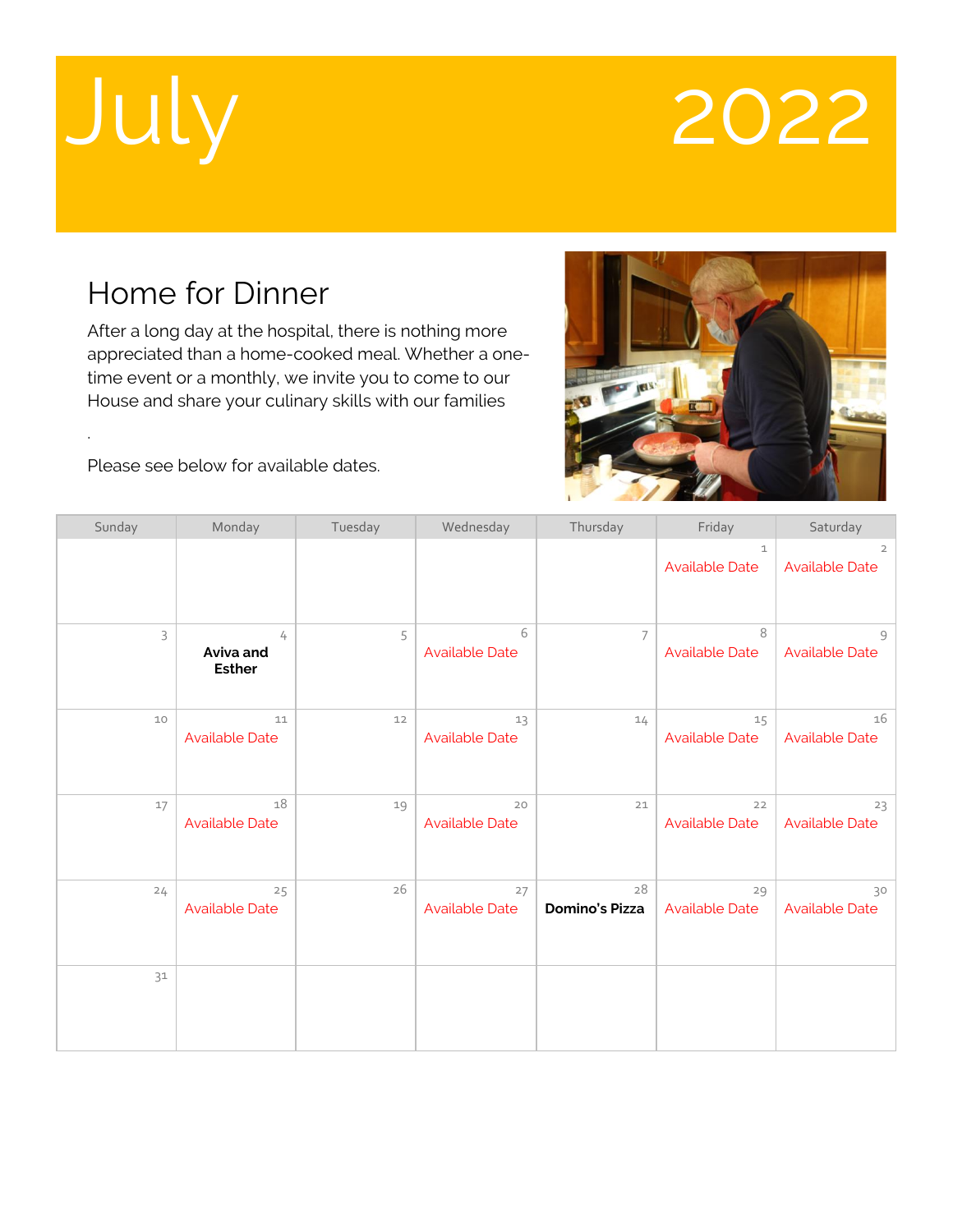# July 2022

## Home for Dinner

After a long day at the hospital, there is nothing more appreciated than a home-cooked meal. Whether a one-time event or a monthly, we invite you to come to our House and share your culinary skills with our families

.

Please see below for available dates.

| Sunday | Monday | Tuesday | Wednesday | Thursday | Friday | Saturday |
|---|---|---|---|---|---|---|
| | | | | | 1 Available Date | 2 Available Date |
| 3 | 4 **Aviva and Esther** | 5 | 6 Available Date | 7 | 8 Available Date | 9 Available Date |
| 10 | 11 Available Date | 12 | 13 Available Date | 14 | 15 Available Date | 16 Available Date |
| 17 | 18 Available Date | 19 | 20 Available Date | 21 | 22 Available Date | 23 Available Date |
| 24 | 25 Available Date | 26 | 27 Available Date | 28 **Domino's Pizza** | 29 Available Date | 30 Available Date |
| 31 | | | | | | |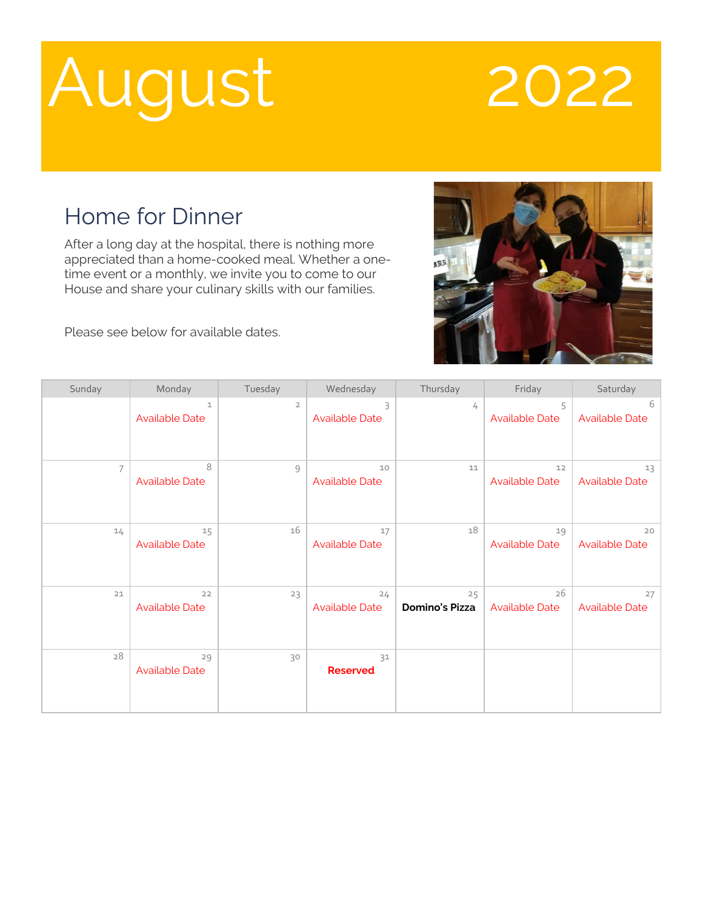# August 2022

## Home for Dinner

After a long day at the hospital, there is nothing more appreciated than a home-cooked meal. Whether a one-time event or a monthly, we invite you to come to our House and share your culinary skills with our families.

Please see below for available dates.

| Sunday | Monday | Tuesday | Wednesday | Thursday | Friday | Saturday |
|---|---|---|---|---|---|---|
| | 1 Available Date | 2 | 3 Available Date | 4 | 5 Available Date | 6 Available Date |
| 7 | 8 Available Date | 9 | 10 Available Date | 11 | 12 Available Date | 13 Available Date |
| 14 | 15 Available Date | 16 | 17 Available Date | 18 | 19 Available Date | 20 Available Date |
| 21 | 22 Available Date | 23 | 24 Available Date | 25 **Domino's Pizza** | 26 Available Date | 27 Available Date |
| 28 | 29 Available Date | 30 | 31 **Reserved** | | | |